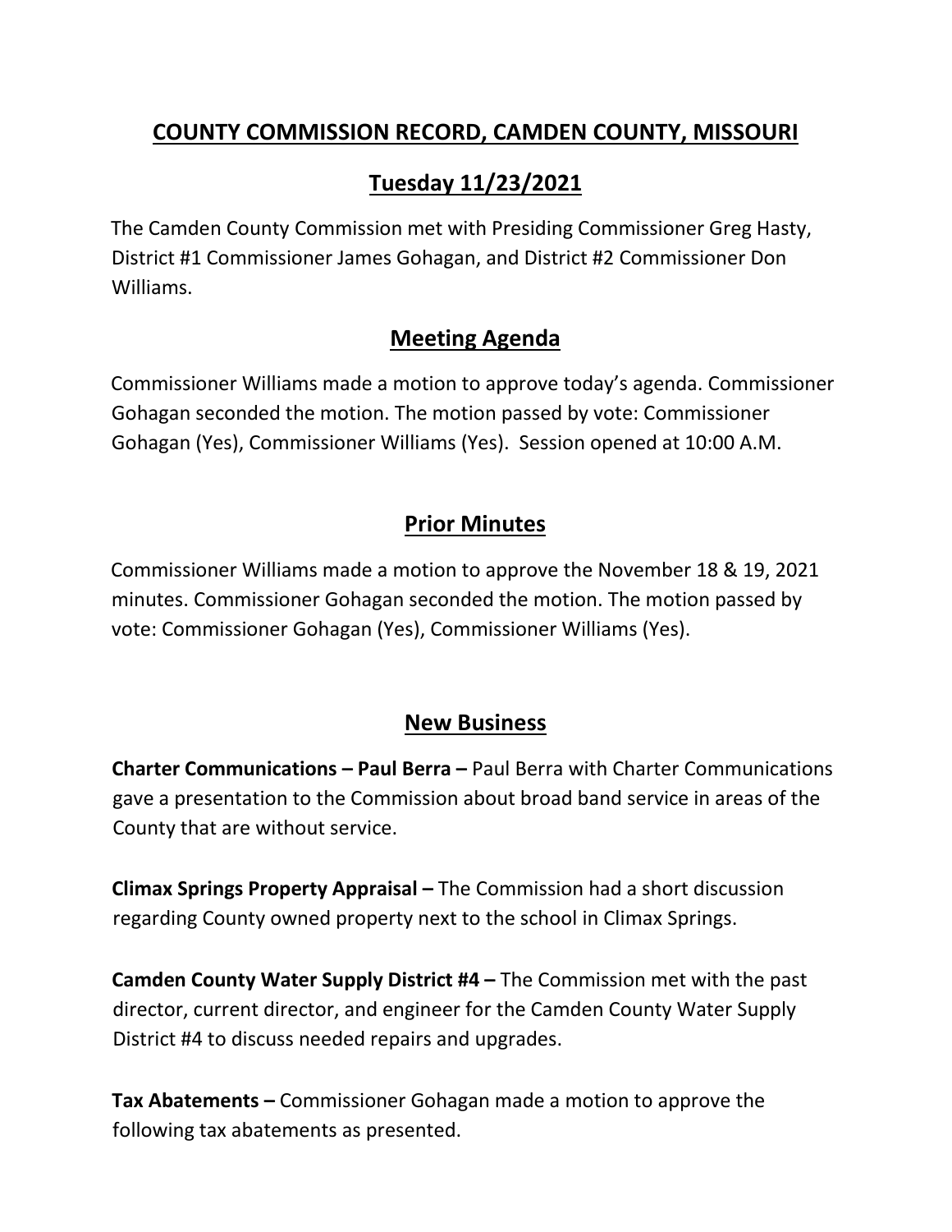# COUNTY COMMISSION RECORD, CAMDEN COUNTY, MISSOURI

## Tuesday 11/23/2021

The Camden County Commission met with Presiding Commissioner Greg Hasty, District #1 Commissioner James Gohagan, and District #2 Commissioner Don Williams.

## Meeting Agenda

Commissioner Williams made a motion to approve today's agenda. Commissioner Gohagan seconded the motion. The motion passed by vote: Commissioner Gohagan (Yes), Commissioner Williams (Yes). Session opened at 10:00 A.M.

## Prior Minutes

Commissioner Williams made a motion to approve the November 18 & 19, 2021 minutes. Commissioner Gohagan seconded the motion. The motion passed by vote: Commissioner Gohagan (Yes), Commissioner Williams (Yes).

## New Business

**Charter Communications – Paul Berra –** Paul Berra with Charter Communications gave a presentation to the Commission about broad band service in areas of the County that are without service.

**Climax Springs Property Appraisal –** The Commission had a short discussion regarding County owned property next to the school in Climax Springs.

**Camden County Water Supply District #4 –** The Commission met with the past director, current director, and engineer for the Camden County Water Supply District #4 to discuss needed repairs and upgrades.

**Tax Abatements –** Commissioner Gohagan made a motion to approve the following tax abatements as presented.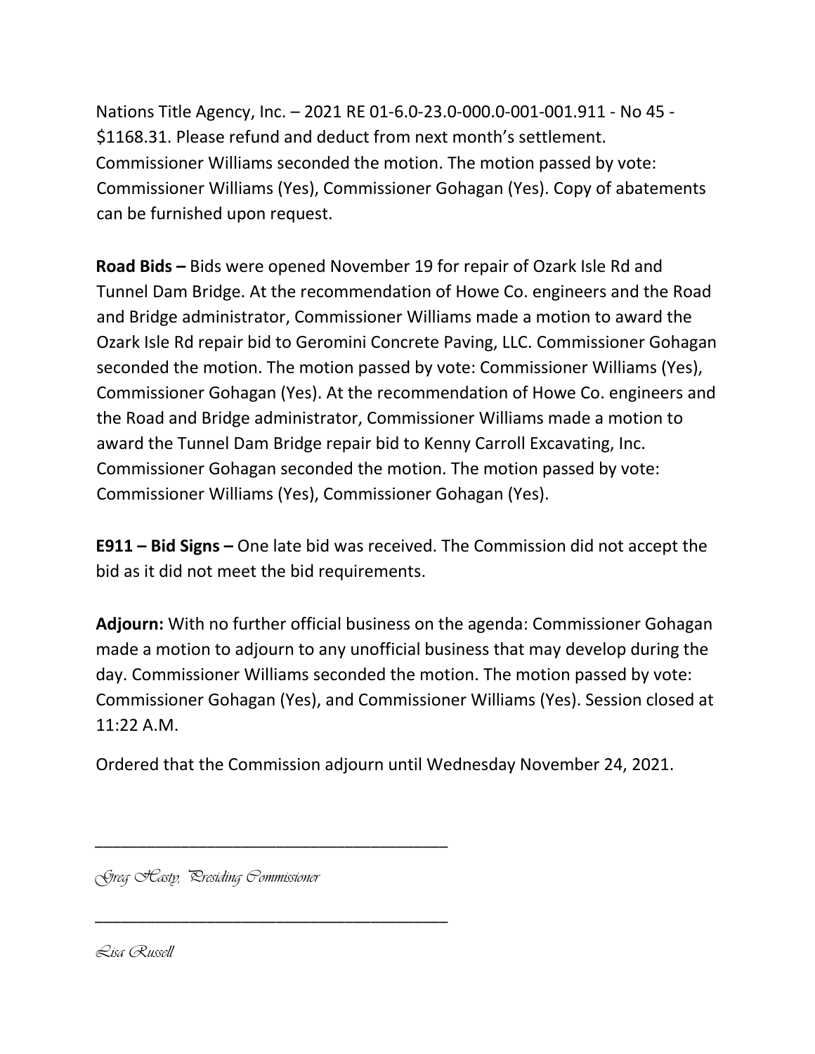Nations Title Agency, Inc. – 2021 RE 01-6.0-23.0-000.0-001-001.911 - No 45 - $1168.31. Please refund and deduct from next month's settlement. Commissioner Williams seconded the motion. The motion passed by vote: Commissioner Williams (Yes), Commissioner Gohagan (Yes). Copy of abatements can be furnished upon request.

**Road Bids –** Bids were opened November 19 for repair of Ozark Isle Rd and Tunnel Dam Bridge. At the recommendation of Howe Co. engineers and the Road and Bridge administrator, Commissioner Williams made a motion to award the Ozark Isle Rd repair bid to Geromini Concrete Paving, LLC. Commissioner Gohagan seconded the motion. The motion passed by vote: Commissioner Williams (Yes), Commissioner Gohagan (Yes). At the recommendation of Howe Co. engineers and the Road and Bridge administrator, Commissioner Williams made a motion to award the Tunnel Dam Bridge repair bid to Kenny Carroll Excavating, Inc. Commissioner Gohagan seconded the motion. The motion passed by vote: Commissioner Williams (Yes), Commissioner Gohagan (Yes).

**E911 – Bid Signs –** One late bid was received. The Commission did not accept the bid as it did not meet the bid requirements.

**Adjourn:** With no further official business on the agenda: Commissioner Gohagan made a motion to adjourn to any unofficial business that may develop during the day. Commissioner Williams seconded the motion. The motion passed by vote: Commissioner Gohagan (Yes), and Commissioner Williams (Yes). Session closed at 11:22 A.M.

Ordered that the Commission adjourn until Wednesday November 24, 2021.

\_\_\_\_\_\_\_\_\_\_\_\_\_\_\_\_\_\_\_\_\_\_\_\_\_\_\_\_\_\_\_\_\_\_\_\_\_\_\_\_

*Greg Hasty, Presiding Commissioner*

\_\_\_\_\_\_\_\_\_\_\_\_\_\_\_\_\_\_\_\_\_\_\_\_\_\_\_\_\_\_\_\_\_\_\_\_\_\_\_\_

*Lisa Russell*